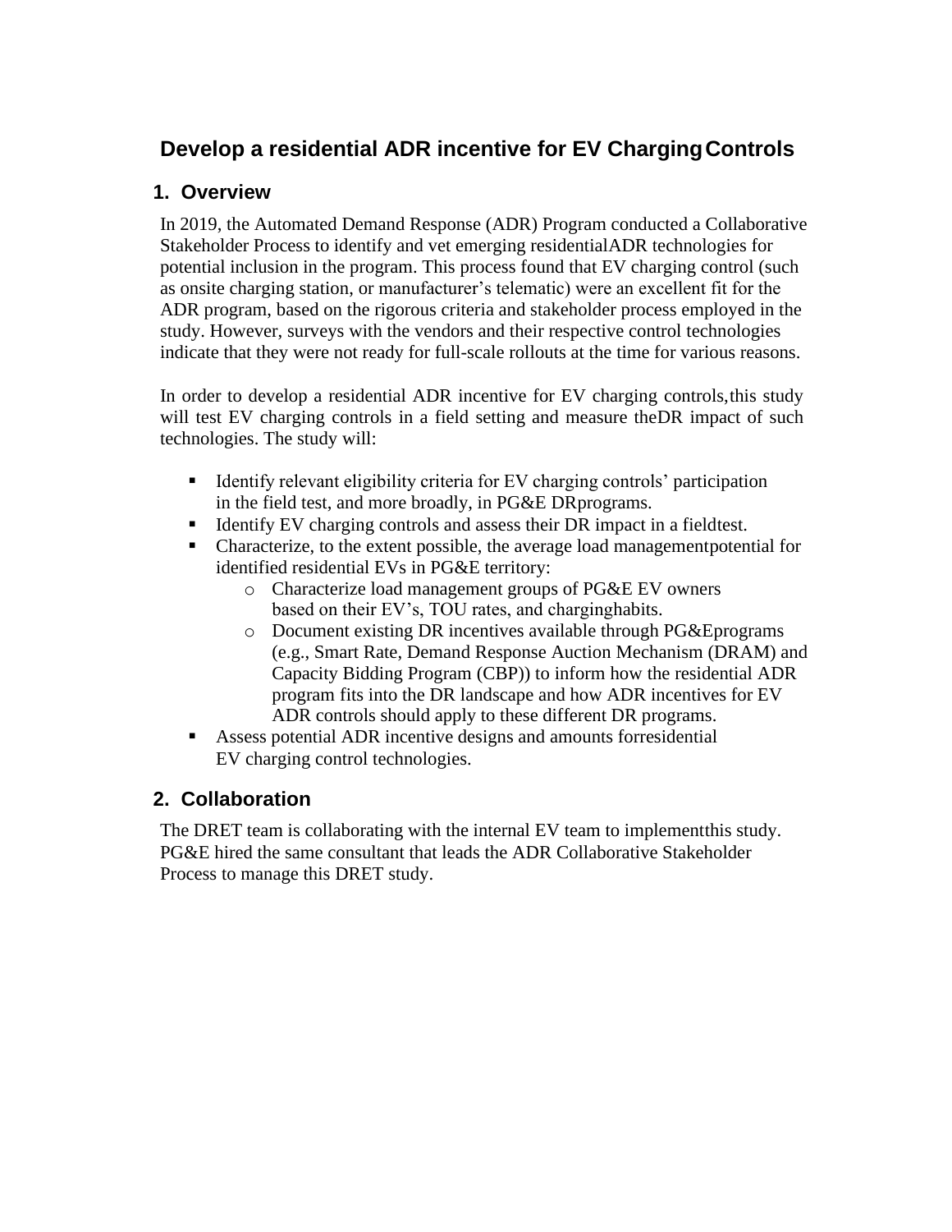# Develop a residential ADR incentive for EV Charging Controls

## 1. Overview

In 2019, the Automated Demand Response (ADR) Program conducted a Collaborative Stakeholder Process to identify and vet emerging residential ADR technologies for potential inclusion in the program. This process found that EV charging control (such as onsite charging station, or manufacturer's telematic) were an excellent fit for the ADR program, based on the rigorous criteria and stakeholder process employed in the study. However, surveys with the vendors and their respective control technologies indicate that they were not ready for full-scale rollouts at the time for various reasons.

In order to develop a residential ADR incentive for EV charging controls, this study will test EV charging controls in a field setting and measure the DR impact of such technologies. The study will:

- Identify relevant eligibility criteria for EV charging controls' participation in the field test, and more broadly, in PG&E DR programs.
- Identify EV charging controls and assess their DR impact in a field test.
- Characterize, to the extent possible, the average load management potential for identified residential EVs in PG&E territory:
  - Characterize load management groups of PG&E EV owners based on their EV's, TOU rates, and charging habits.
  - Document existing DR incentives available through PG&E programs (e.g., Smart Rate, Demand Response Auction Mechanism (DRAM) and Capacity Bidding Program (CBP)) to inform how the residential ADR program fits into the DR landscape and how ADR incentives for EV ADR controls should apply to these different DR programs.
- Assess potential ADR incentive designs and amounts for residential EV charging control technologies.

## 2. Collaboration

The DRET team is collaborating with the internal EV team to implement this study. PG&E hired the same consultant that leads the ADR Collaborative Stakeholder Process to manage this DRET study.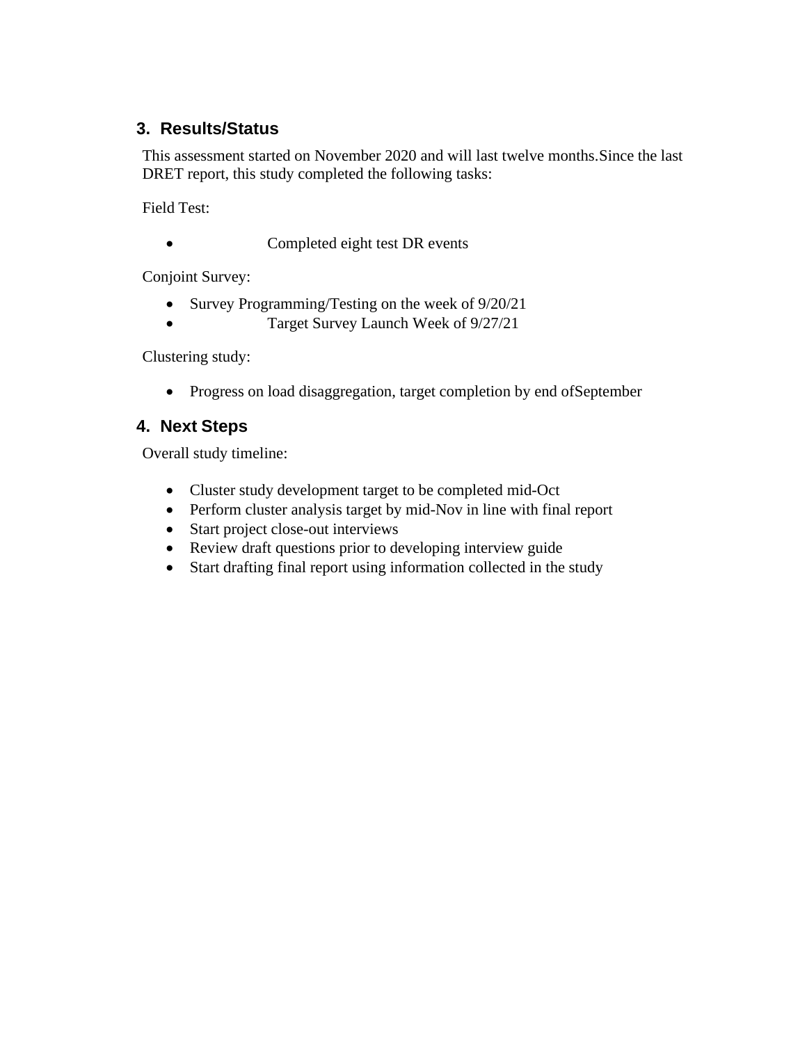## 3. Results/Status

This assessment started on November 2020 and will last twelve months.Since the last DRET report, this study completed the following tasks:

Field Test:

- Completed eight test DR events

Conjoint Survey:

- Survey Programming/Testing on the week of 9/20/21
- Target Survey Launch Week of 9/27/21

Clustering study:

- Progress on load disaggregation, target completion by end ofSeptember

## 4. Next Steps

Overall study timeline:

- Cluster study development target to be completed mid-Oct
- Perform cluster analysis target by mid-Nov in line with final report
- Start project close-out interviews
- Review draft questions prior to developing interview guide
- Start drafting final report using information collected in the study